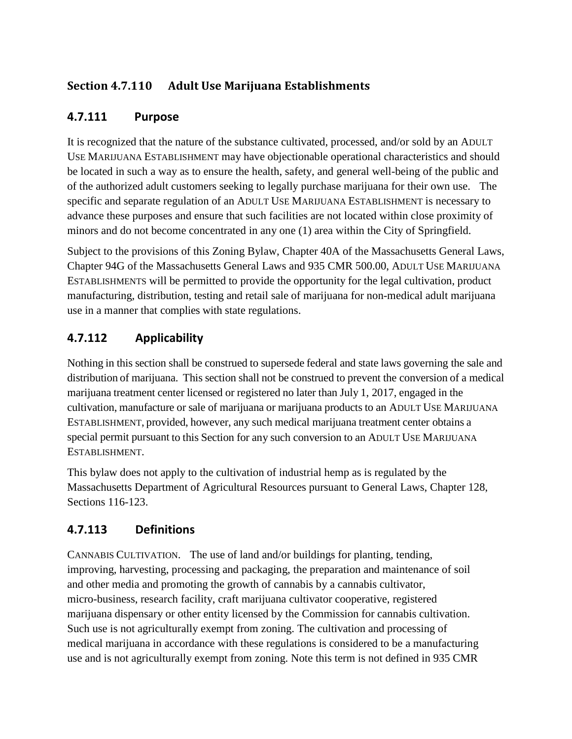## Section 4.7.110 Adult Use Marijuana Establishments

### 4.7.111 Purpose

It is recognized that the nature of the substance cultivated, processed, and/or sold by an ADULT USE MARIJUANA ESTABLISHMENT may have objectionable operational characteristics and should be located in such a way as to ensure the health, safety, and general well-being of the public and of the authorized adult customers seeking to legally purchase marijuana for their own use. The specific and separate regulation of an ADULT USE MARIJUANA ESTABLISHMENT is necessary to advance these purposes and ensure that such facilities are not located within close proximity of minors and do not become concentrated in any one (1) area within the City of Springfield.

Subject to the provisions of this Zoning Bylaw, Chapter 40A of the Massachusetts General Laws, Chapter 94G of the Massachusetts General Laws and 935 CMR 500.00, ADULT USE MARIJUANA ESTABLISHMENTS will be permitted to provide the opportunity for the legal cultivation, product manufacturing, distribution, testing and retail sale of marijuana for non-medical adult marijuana use in a manner that complies with state regulations.

### 4.7.112 Applicability

Nothing in this section shall be construed to supersede federal and state laws governing the sale and distribution of marijuana. This section shall not be construed to prevent the conversion of a medical marijuana treatment center licensed or registered no later than July 1, 2017, engaged in the cultivation, manufacture or sale of marijuana or marijuana products to an ADULT USE MARIJUANA ESTABLISHMENT, provided, however, any such medical marijuana treatment center obtains a special permit pursuant to this Section for any such conversion to an ADULT USE MARIJUANA ESTABLISHMENT.

This bylaw does not apply to the cultivation of industrial hemp as is regulated by the Massachusetts Department of Agricultural Resources pursuant to General Laws, Chapter 128, Sections 116-123.

### 4.7.113 Definitions

CANNABIS CULTIVATION. The use of land and/or buildings for planting, tending, improving, harvesting, processing and packaging, the preparation and maintenance of soil and other media and promoting the growth of cannabis by a cannabis cultivator, micro-business, research facility, craft marijuana cultivator cooperative, registered marijuana dispensary or other entity licensed by the Commission for cannabis cultivation. Such use is not agriculturally exempt from zoning. The cultivation and processing of medical marijuana in accordance with these regulations is considered to be a manufacturing use and is not agriculturally exempt from zoning. Note this term is not defined in 935 CMR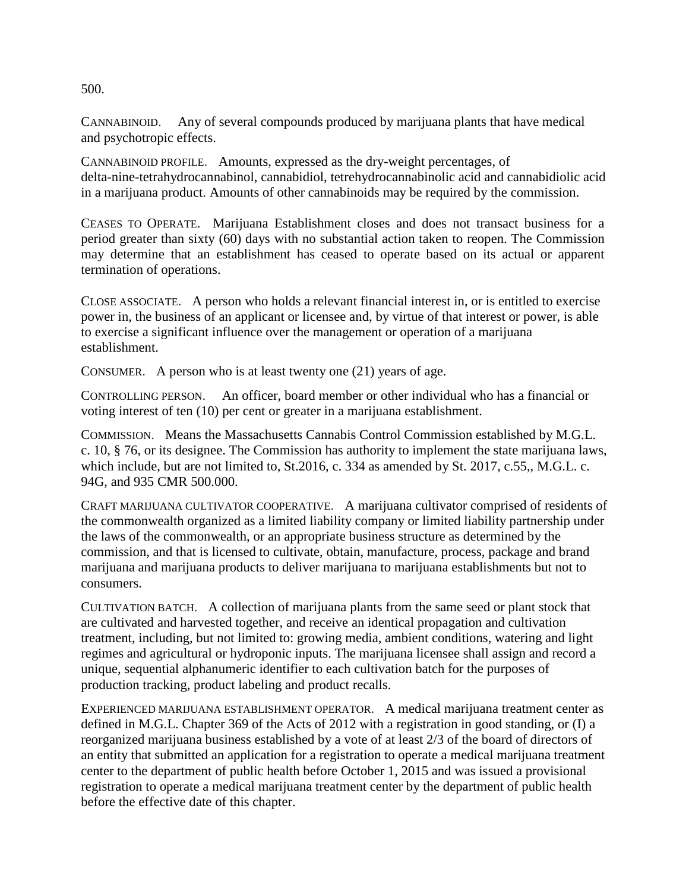500.

CANNABINOID. Any of several compounds produced by marijuana plants that have medical and psychotropic effects.

CANNABINOID PROFILE. Amounts, expressed as the dry-weight percentages, of delta-nine-tetrahydrocannabinol, cannabidiol, tetrehydrocannabinolic acid and cannabidiolic acid in a marijuana product. Amounts of other cannabinoids may be required by the commission.

CEASES TO OPERATE. Marijuana Establishment closes and does not transact business for a period greater than sixty (60) days with no substantial action taken to reopen. The Commission may determine that an establishment has ceased to operate based on its actual or apparent termination of operations.

CLOSE ASSOCIATE. A person who holds a relevant financial interest in, or is entitled to exercise power in, the business of an applicant or licensee and, by virtue of that interest or power, is able to exercise a significant influence over the management or operation of a marijuana establishment.

CONSUMER. A person who is at least twenty one (21) years of age.

CONTROLLING PERSON. An officer, board member or other individual who has a financial or voting interest of ten (10) per cent or greater in a marijuana establishment.

COMMISSION. Means the Massachusetts Cannabis Control Commission established by M.G.L. c. 10, § 76, or its designee. The Commission has authority to implement the state marijuana laws, which include, but are not limited to, St.2016, c. 334 as amended by St. 2017, c.55,, M.G.L. c. 94G, and 935 CMR 500.000.

CRAFT MARIJUANA CULTIVATOR COOPERATIVE. A marijuana cultivator comprised of residents of the commonwealth organized as a limited liability company or limited liability partnership under the laws of the commonwealth, or an appropriate business structure as determined by the commission, and that is licensed to cultivate, obtain, manufacture, process, package and brand marijuana and marijuana products to deliver marijuana to marijuana establishments but not to consumers.

CULTIVATION BATCH. A collection of marijuana plants from the same seed or plant stock that are cultivated and harvested together, and receive an identical propagation and cultivation treatment, including, but not limited to: growing media, ambient conditions, watering and light regimes and agricultural or hydroponic inputs. The marijuana licensee shall assign and record a unique, sequential alphanumeric identifier to each cultivation batch for the purposes of production tracking, product labeling and product recalls.

EXPERIENCED MARIJUANA ESTABLISHMENT OPERATOR. A medical marijuana treatment center as defined in M.G.L. Chapter 369 of the Acts of 2012 with a registration in good standing, or (I) a reorganized marijuana business established by a vote of at least 2/3 of the board of directors of an entity that submitted an application for a registration to operate a medical marijuana treatment center to the department of public health before October 1, 2015 and was issued a provisional registration to operate a medical marijuana treatment center by the department of public health before the effective date of this chapter.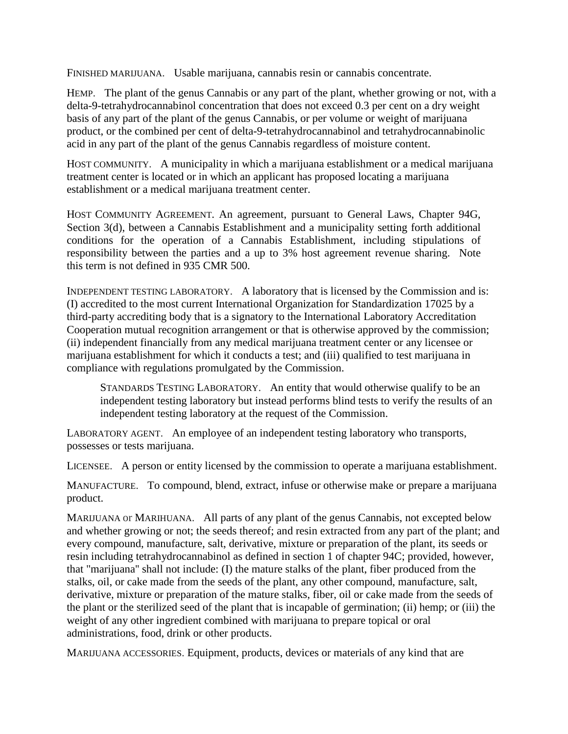FINISHED MARIJUANA. Usable marijuana, cannabis resin or cannabis concentrate.

HEMP. The plant of the genus Cannabis or any part of the plant, whether growing or not, with a delta-9-tetrahydrocannabinol concentration that does not exceed 0.3 per cent on a dry weight basis of any part of the plant of the genus Cannabis, or per volume or weight of marijuana product, or the combined per cent of delta-9-tetrahydrocannabinol and tetrahydrocannabinolic acid in any part of the plant of the genus Cannabis regardless of moisture content.

HOST COMMUNITY. A municipality in which a marijuana establishment or a medical marijuana treatment center is located or in which an applicant has proposed locating a marijuana establishment or a medical marijuana treatment center.

HOST COMMUNITY AGREEMENT. An agreement, pursuant to General Laws, Chapter 94G, Section 3(d), between a Cannabis Establishment and a municipality setting forth additional conditions for the operation of a Cannabis Establishment, including stipulations of responsibility between the parties and a up to 3% host agreement revenue sharing. Note this term is not defined in 935 CMR 500.

INDEPENDENT TESTING LABORATORY. A laboratory that is licensed by the Commission and is: (I) accredited to the most current International Organization for Standardization 17025 by a third-party accrediting body that is a signatory to the International Laboratory Accreditation Cooperation mutual recognition arrangement or that is otherwise approved by the commission; (ii) independent financially from any medical marijuana treatment center or any licensee or marijuana establishment for which it conducts a test; and (iii) qualified to test marijuana in compliance with regulations promulgated by the Commission.

> STANDARDS TESTING LABORATORY. An entity that would otherwise qualify to be an independent testing laboratory but instead performs blind tests to verify the results of an independent testing laboratory at the request of the Commission.

LABORATORY AGENT. An employee of an independent testing laboratory who transports, possesses or tests marijuana.

LICENSEE. A person or entity licensed by the commission to operate a marijuana establishment.

MANUFACTURE. To compound, blend, extract, infuse or otherwise make or prepare a marijuana product.

MARIJUANA or MARIHUANA. All parts of any plant of the genus Cannabis, not excepted below and whether growing or not; the seeds thereof; and resin extracted from any part of the plant; and every compound, manufacture, salt, derivative, mixture or preparation of the plant, its seeds or resin including tetrahydrocannabinol as defined in section 1 of chapter 94C; provided, however, that "marijuana" shall not include: (I) the mature stalks of the plant, fiber produced from the stalks, oil, or cake made from the seeds of the plant, any other compound, manufacture, salt, derivative, mixture or preparation of the mature stalks, fiber, oil or cake made from the seeds of the plant or the sterilized seed of the plant that is incapable of germination; (ii) hemp; or (iii) the weight of any other ingredient combined with marijuana to prepare topical or oral administrations, food, drink or other products.

MARIJUANA ACCESSORIES. Equipment, products, devices or materials of any kind that are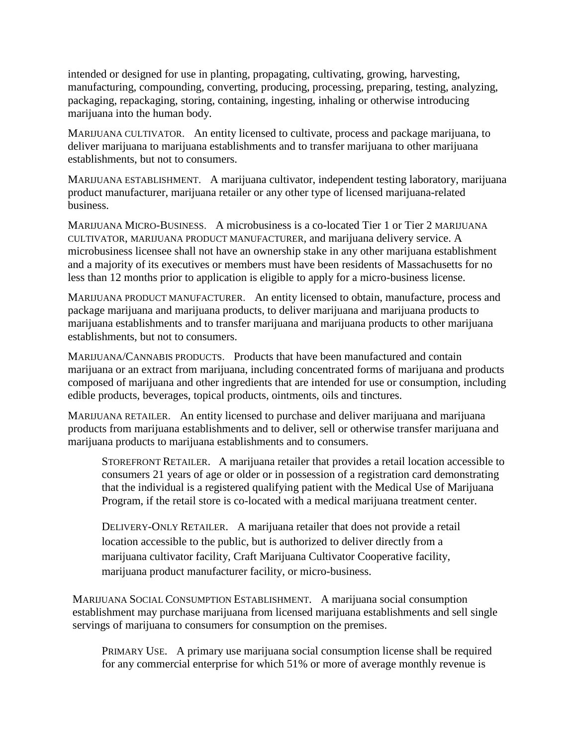intended or designed for use in planting, propagating, cultivating, growing, harvesting, manufacturing, compounding, converting, producing, processing, preparing, testing, analyzing, packaging, repackaging, storing, containing, ingesting, inhaling or otherwise introducing marijuana into the human body.

MARIJUANA CULTIVATOR. An entity licensed to cultivate, process and package marijuana, to deliver marijuana to marijuana establishments and to transfer marijuana to other marijuana establishments, but not to consumers.

MARIJUANA ESTABLISHMENT. A marijuana cultivator, independent testing laboratory, marijuana product manufacturer, marijuana retailer or any other type of licensed marijuana-related business.

MARIJUANA MICRO-BUSINESS. A microbusiness is a co-located Tier 1 or Tier 2 MARIJUANA CULTIVATOR, MARIJUANA PRODUCT MANUFACTURER, and marijuana delivery service. A microbusiness licensee shall not have an ownership stake in any other marijuana establishment and a majority of its executives or members must have been residents of Massachusetts for no less than 12 months prior to application is eligible to apply for a micro-business license.

MARIJUANA PRODUCT MANUFACTURER. An entity licensed to obtain, manufacture, process and package marijuana and marijuana products, to deliver marijuana and marijuana products to marijuana establishments and to transfer marijuana and marijuana products to other marijuana establishments, but not to consumers.

MARIJUANA/CANNABIS PRODUCTS. Products that have been manufactured and contain marijuana or an extract from marijuana, including concentrated forms of marijuana and products composed of marijuana and other ingredients that are intended for use or consumption, including edible products, beverages, topical products, ointments, oils and tinctures.

MARIJUANA RETAILER. An entity licensed to purchase and deliver marijuana and marijuana products from marijuana establishments and to deliver, sell or otherwise transfer marijuana and marijuana products to marijuana establishments and to consumers.

> STOREFRONT RETAILER. A marijuana retailer that provides a retail location accessible to consumers 21 years of age or older or in possession of a registration card demonstrating that the individual is a registered qualifying patient with the Medical Use of Marijuana Program, if the retail store is co-located with a medical marijuana treatment center.
>
> DELIVERY-ONLY RETAILER. A marijuana retailer that does not provide a retail location accessible to the public, but is authorized to deliver directly from a marijuana cultivator facility, Craft Marijuana Cultivator Cooperative facility, marijuana product manufacturer facility, or micro-business.

MARIJUANA SOCIAL CONSUMPTION ESTABLISHMENT. A marijuana social consumption establishment may purchase marijuana from licensed marijuana establishments and sell single servings of marijuana to consumers for consumption on the premises.

> PRIMARY USE. A primary use marijuana social consumption license shall be required for any commercial enterprise for which 51% or more of average monthly revenue is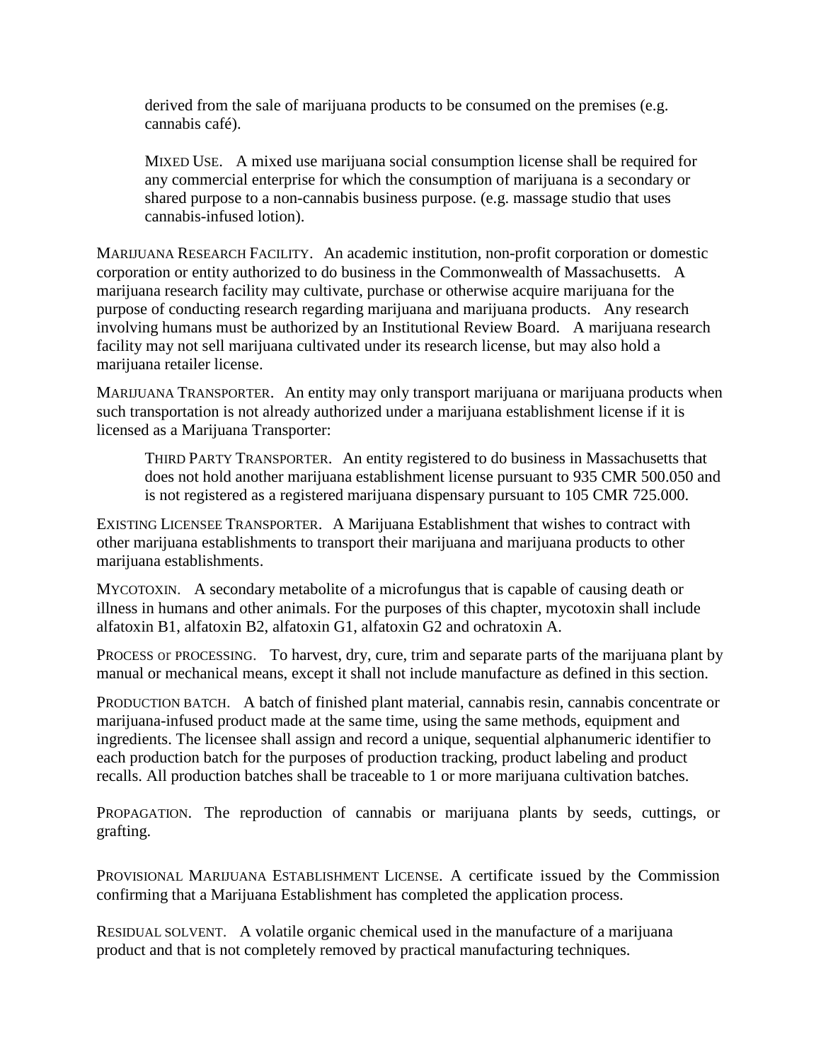derived from the sale of marijuana products to be consumed on the premises (e.g. cannabis café).

MIXED USE. A mixed use marijuana social consumption license shall be required for any commercial enterprise for which the consumption of marijuana is a secondary or shared purpose to a non-cannabis business purpose. (e.g. massage studio that uses cannabis-infused lotion).

MARIJUANA RESEARCH FACILITY. An academic institution, non-profit corporation or domestic corporation or entity authorized to do business in the Commonwealth of Massachusetts. A marijuana research facility may cultivate, purchase or otherwise acquire marijuana for the purpose of conducting research regarding marijuana and marijuana products. Any research involving humans must be authorized by an Institutional Review Board. A marijuana research facility may not sell marijuana cultivated under its research license, but may also hold a marijuana retailer license.

MARIJUANA TRANSPORTER. An entity may only transport marijuana or marijuana products when such transportation is not already authorized under a marijuana establishment license if it is licensed as a Marijuana Transporter:

THIRD PARTY TRANSPORTER. An entity registered to do business in Massachusetts that does not hold another marijuana establishment license pursuant to 935 CMR 500.050 and is not registered as a registered marijuana dispensary pursuant to 105 CMR 725.000.

EXISTING LICENSEE TRANSPORTER. A Marijuana Establishment that wishes to contract with other marijuana establishments to transport their marijuana and marijuana products to other marijuana establishments.

MYCOTOXIN. A secondary metabolite of a microfungus that is capable of causing death or illness in humans and other animals. For the purposes of this chapter, mycotoxin shall include alfatoxin B1, alfatoxin B2, alfatoxin G1, alfatoxin G2 and ochratoxin A.

PROCESS or PROCESSING. To harvest, dry, cure, trim and separate parts of the marijuana plant by manual or mechanical means, except it shall not include manufacture as defined in this section.

PRODUCTION BATCH. A batch of finished plant material, cannabis resin, cannabis concentrate or marijuana-infused product made at the same time, using the same methods, equipment and ingredients. The licensee shall assign and record a unique, sequential alphanumeric identifier to each production batch for the purposes of production tracking, product labeling and product recalls. All production batches shall be traceable to 1 or more marijuana cultivation batches.

PROPAGATION. The reproduction of cannabis or marijuana plants by seeds, cuttings, or grafting.

PROVISIONAL MARIJUANA ESTABLISHMENT LICENSE. A certificate issued by the Commission confirming that a Marijuana Establishment has completed the application process.

RESIDUAL SOLVENT. A volatile organic chemical used in the manufacture of a marijuana product and that is not completely removed by practical manufacturing techniques.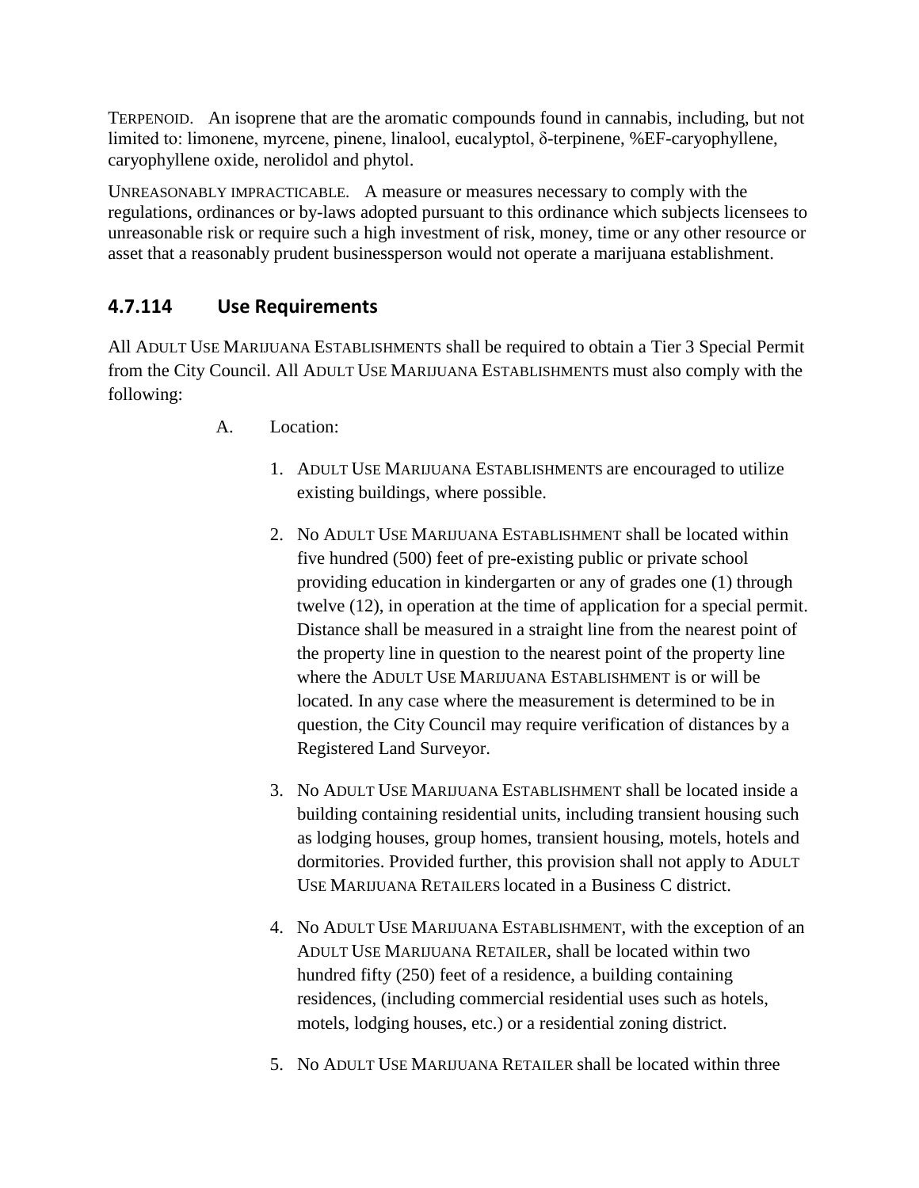TERPENOID. An isoprene that are the aromatic compounds found in cannabis, including, but not limited to: limonene, myrcene, pinene, linalool, eucalyptol, δ-terpinene, %EF-caryophyllene, caryophyllene oxide, nerolidol and phytol.

UNREASONABLY IMPRACTICABLE. A measure or measures necessary to comply with the regulations, ordinances or by-laws adopted pursuant to this ordinance which subjects licensees to unreasonable risk or require such a high investment of risk, money, time or any other resource or asset that a reasonably prudent businessperson would not operate a marijuana establishment.

## 4.7.114 Use Requirements

All ADULT USE MARIJUANA ESTABLISHMENTS shall be required to obtain a Tier 3 Special Permit from the City Council. All ADULT USE MARIJUANA ESTABLISHMENTS must also comply with the following:

A. Location:

1. ADULT USE MARIJUANA ESTABLISHMENTS are encouraged to utilize existing buildings, where possible.

2. No ADULT USE MARIJUANA ESTABLISHMENT shall be located within five hundred (500) feet of pre-existing public or private school providing education in kindergarten or any of grades one (1) through twelve (12), in operation at the time of application for a special permit. Distance shall be measured in a straight line from the nearest point of the property line in question to the nearest point of the property line where the ADULT USE MARIJUANA ESTABLISHMENT is or will be located. In any case where the measurement is determined to be in question, the City Council may require verification of distances by a Registered Land Surveyor.

3. No ADULT USE MARIJUANA ESTABLISHMENT shall be located inside a building containing residential units, including transient housing such as lodging houses, group homes, transient housing, motels, hotels and dormitories. Provided further, this provision shall not apply to ADULT USE MARIJUANA RETAILERS located in a Business C district.

4. No ADULT USE MARIJUANA ESTABLISHMENT, with the exception of an ADULT USE MARIJUANA RETAILER, shall be located within two hundred fifty (250) feet of a residence, a building containing residences, (including commercial residential uses such as hotels, motels, lodging houses, etc.) or a residential zoning district.

5. No ADULT USE MARIJUANA RETAILER shall be located within three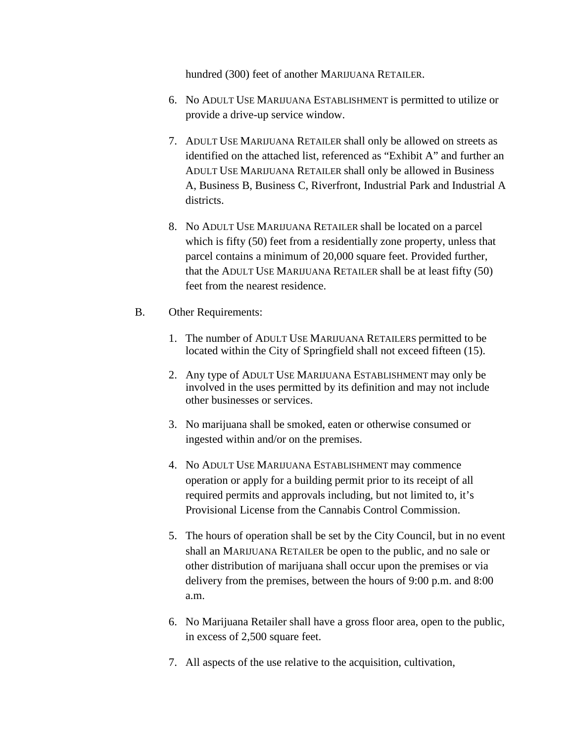hundred (300) feet of another MARIJUANA RETAILER.

6. No ADULT USE MARIJUANA ESTABLISHMENT is permitted to utilize or provide a drive-up service window.

7. ADULT USE MARIJUANA RETAILER shall only be allowed on streets as identified on the attached list, referenced as "Exhibit A" and further an ADULT USE MARIJUANA RETAILER shall only be allowed in Business A, Business B, Business C, Riverfront, Industrial Park and Industrial A districts.

8. No ADULT USE MARIJUANA RETAILER shall be located on a parcel which is fifty (50) feet from a residentially zone property, unless that parcel contains a minimum of 20,000 square feet. Provided further, that the ADULT USE MARIJUANA RETAILER shall be at least fifty (50) feet from the nearest residence.

B. Other Requirements:

1. The number of ADULT USE MARIJUANA RETAILERS permitted to be located within the City of Springfield shall not exceed fifteen (15).

2. Any type of ADULT USE MARIJUANA ESTABLISHMENT may only be involved in the uses permitted by its definition and may not include other businesses or services.

3. No marijuana shall be smoked, eaten or otherwise consumed or ingested within and/or on the premises.

4. No ADULT USE MARIJUANA ESTABLISHMENT may commence operation or apply for a building permit prior to its receipt of all required permits and approvals including, but not limited to, it's Provisional License from the Cannabis Control Commission.

5. The hours of operation shall be set by the City Council, but in no event shall an MARIJUANA RETAILER be open to the public, and no sale or other distribution of marijuana shall occur upon the premises or via delivery from the premises, between the hours of 9:00 p.m. and 8:00 a.m.

6. No Marijuana Retailer shall have a gross floor area, open to the public, in excess of 2,500 square feet.

7. All aspects of the use relative to the acquisition, cultivation,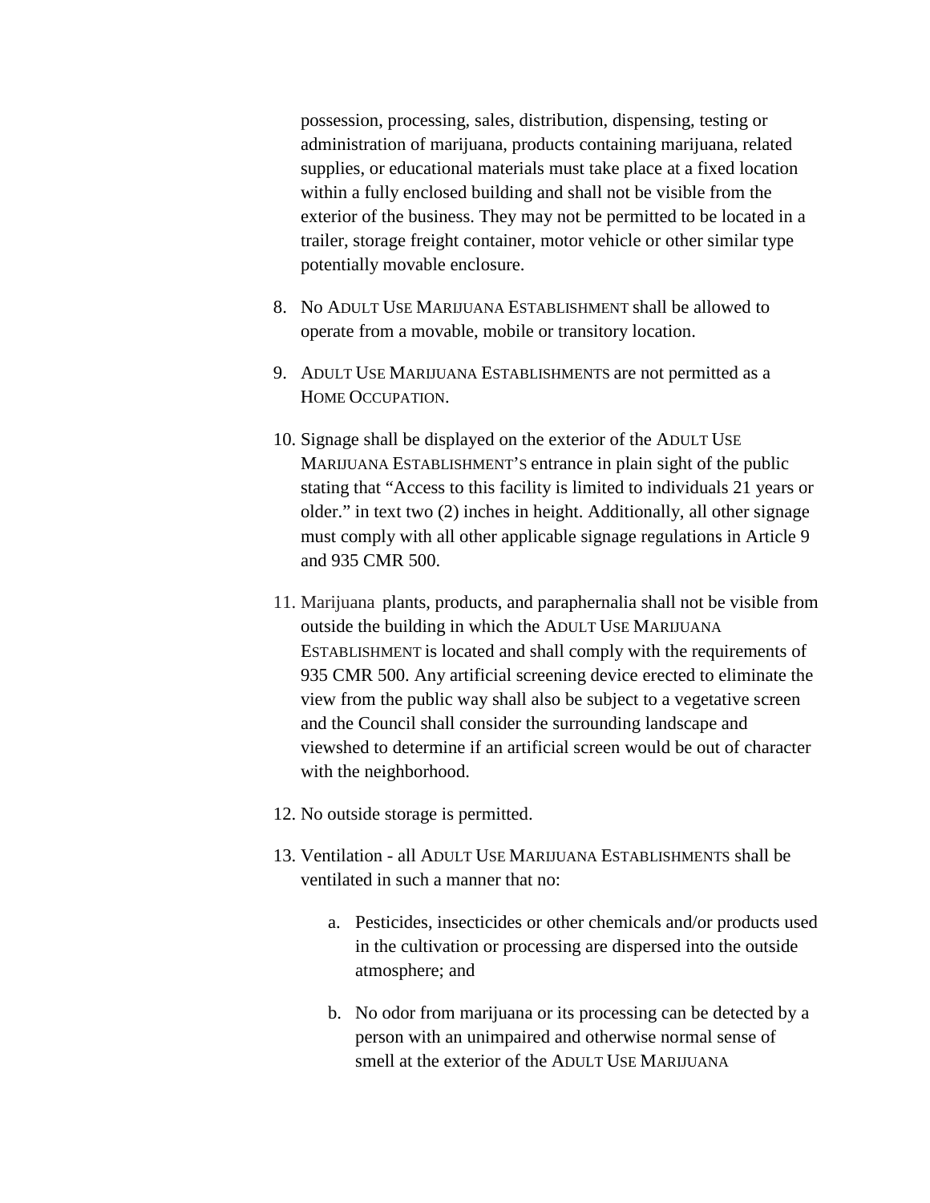possession, processing, sales, distribution, dispensing, testing or administration of marijuana, products containing marijuana, related supplies, or educational materials must take place at a fixed location within a fully enclosed building and shall not be visible from the exterior of the business. They may not be permitted to be located in a trailer, storage freight container, motor vehicle or other similar type potentially movable enclosure.

8. No ADULT USE MARIJUANA ESTABLISHMENT shall be allowed to operate from a movable, mobile or transitory location.

9. ADULT USE MARIJUANA ESTABLISHMENTS are not permitted as a HOME OCCUPATION.

10. Signage shall be displayed on the exterior of the ADULT USE MARIJUANA ESTABLISHMENT'S entrance in plain sight of the public stating that "Access to this facility is limited to individuals 21 years or older." in text two (2) inches in height. Additionally, all other signage must comply with all other applicable signage regulations in Article 9 and 935 CMR 500.

11. Marijuana plants, products, and paraphernalia shall not be visible from outside the building in which the ADULT USE MARIJUANA ESTABLISHMENT is located and shall comply with the requirements of 935 CMR 500. Any artificial screening device erected to eliminate the view from the public way shall also be subject to a vegetative screen and the Council shall consider the surrounding landscape and viewshed to determine if an artificial screen would be out of character with the neighborhood.

12. No outside storage is permitted.

13. Ventilation - all ADULT USE MARIJUANA ESTABLISHMENTS shall be ventilated in such a manner that no:

    a. Pesticides, insecticides or other chemicals and/or products used in the cultivation or processing are dispersed into the outside atmosphere; and

    b. No odor from marijuana or its processing can be detected by a person with an unimpaired and otherwise normal sense of smell at the exterior of the ADULT USE MARIJUANA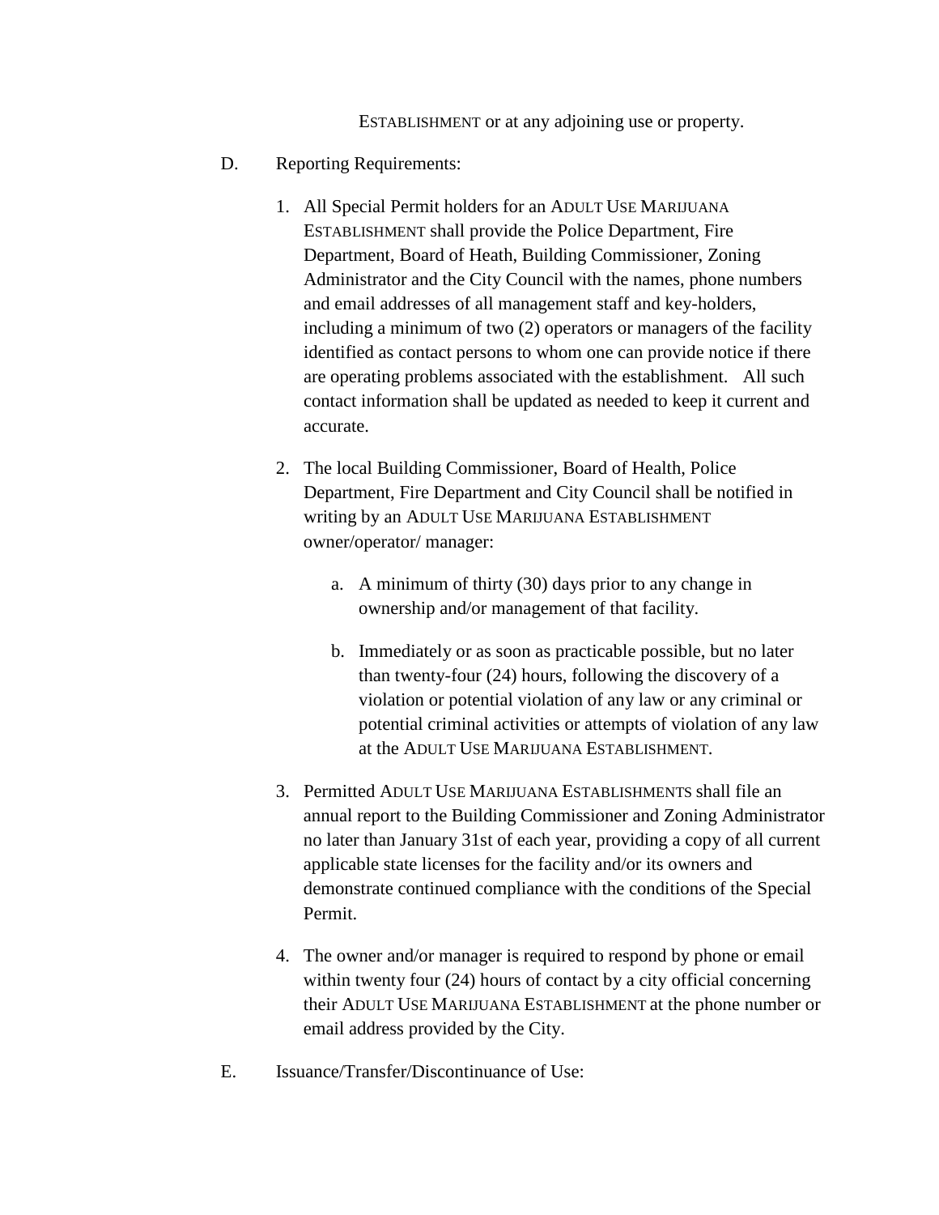ESTABLISHMENT or at any adjoining use or property.

D. Reporting Requirements:

1. All Special Permit holders for an ADULT USE MARIJUANA ESTABLISHMENT shall provide the Police Department, Fire Department, Board of Heath, Building Commissioner, Zoning Administrator and the City Council with the names, phone numbers and email addresses of all management staff and key-holders, including a minimum of two (2) operators or managers of the facility identified as contact persons to whom one can provide notice if there are operating problems associated with the establishment. All such contact information shall be updated as needed to keep it current and accurate.

2. The local Building Commissioner, Board of Health, Police Department, Fire Department and City Council shall be notified in writing by an ADULT USE MARIJUANA ESTABLISHMENT owner/operator/ manager:

   a. A minimum of thirty (30) days prior to any change in ownership and/or management of that facility.

   b. Immediately or as soon as practicable possible, but no later than twenty-four (24) hours, following the discovery of a violation or potential violation of any law or any criminal or potential criminal activities or attempts of violation of any law at the ADULT USE MARIJUANA ESTABLISHMENT.

3. Permitted ADULT USE MARIJUANA ESTABLISHMENTS shall file an annual report to the Building Commissioner and Zoning Administrator no later than January 31st of each year, providing a copy of all current applicable state licenses for the facility and/or its owners and demonstrate continued compliance with the conditions of the Special Permit.

4. The owner and/or manager is required to respond by phone or email within twenty four (24) hours of contact by a city official concerning their ADULT USE MARIJUANA ESTABLISHMENT at the phone number or email address provided by the City.

E. Issuance/Transfer/Discontinuance of Use: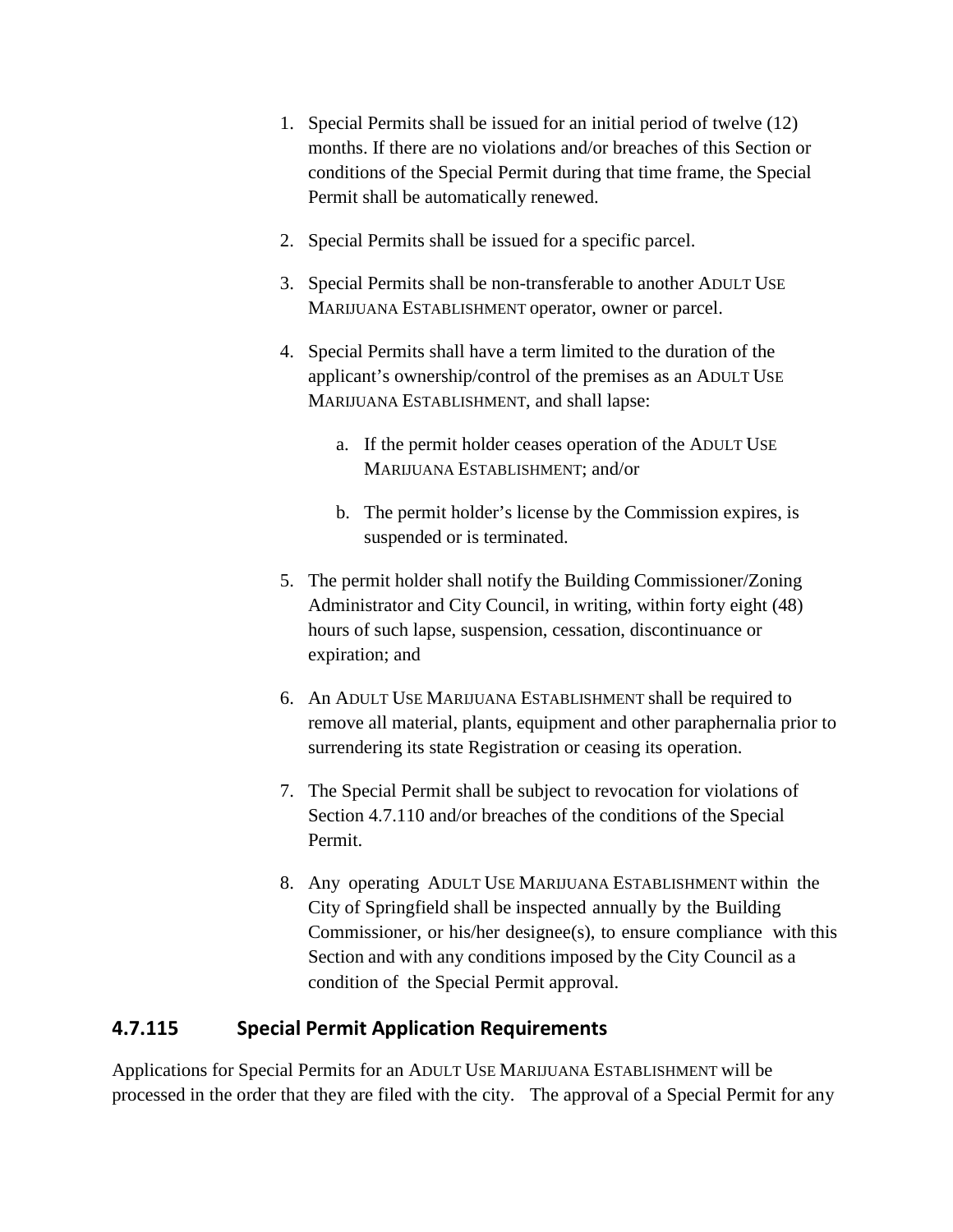1. Special Permits shall be issued for an initial period of twelve (12) months. If there are no violations and/or breaches of this Section or conditions of the Special Permit during that time frame, the Special Permit shall be automatically renewed.

2. Special Permits shall be issued for a specific parcel.

3. Special Permits shall be non-transferable to another ADULT USE MARIJUANA ESTABLISHMENT operator, owner or parcel.

4. Special Permits shall have a term limited to the duration of the applicant's ownership/control of the premises as an ADULT USE MARIJUANA ESTABLISHMENT, and shall lapse:

   a. If the permit holder ceases operation of the ADULT USE MARIJUANA ESTABLISHMENT; and/or

   b. The permit holder's license by the Commission expires, is suspended or is terminated.

5. The permit holder shall notify the Building Commissioner/Zoning Administrator and City Council, in writing, within forty eight (48) hours of such lapse, suspension, cessation, discontinuance or expiration; and

6. An ADULT USE MARIJUANA ESTABLISHMENT shall be required to remove all material, plants, equipment and other paraphernalia prior to surrendering its state Registration or ceasing its operation.

7. The Special Permit shall be subject to revocation for violations of Section 4.7.110 and/or breaches of the conditions of the Special Permit.

8. Any operating ADULT USE MARIJUANA ESTABLISHMENT within the City of Springfield shall be inspected annually by the Building Commissioner, or his/her designee(s), to ensure compliance with this Section and with any conditions imposed by the City Council as a condition of the Special Permit approval.

### 4.7.115 Special Permit Application Requirements

Applications for Special Permits for an ADULT USE MARIJUANA ESTABLISHMENT will be processed in the order that they are filed with the city. The approval of a Special Permit for any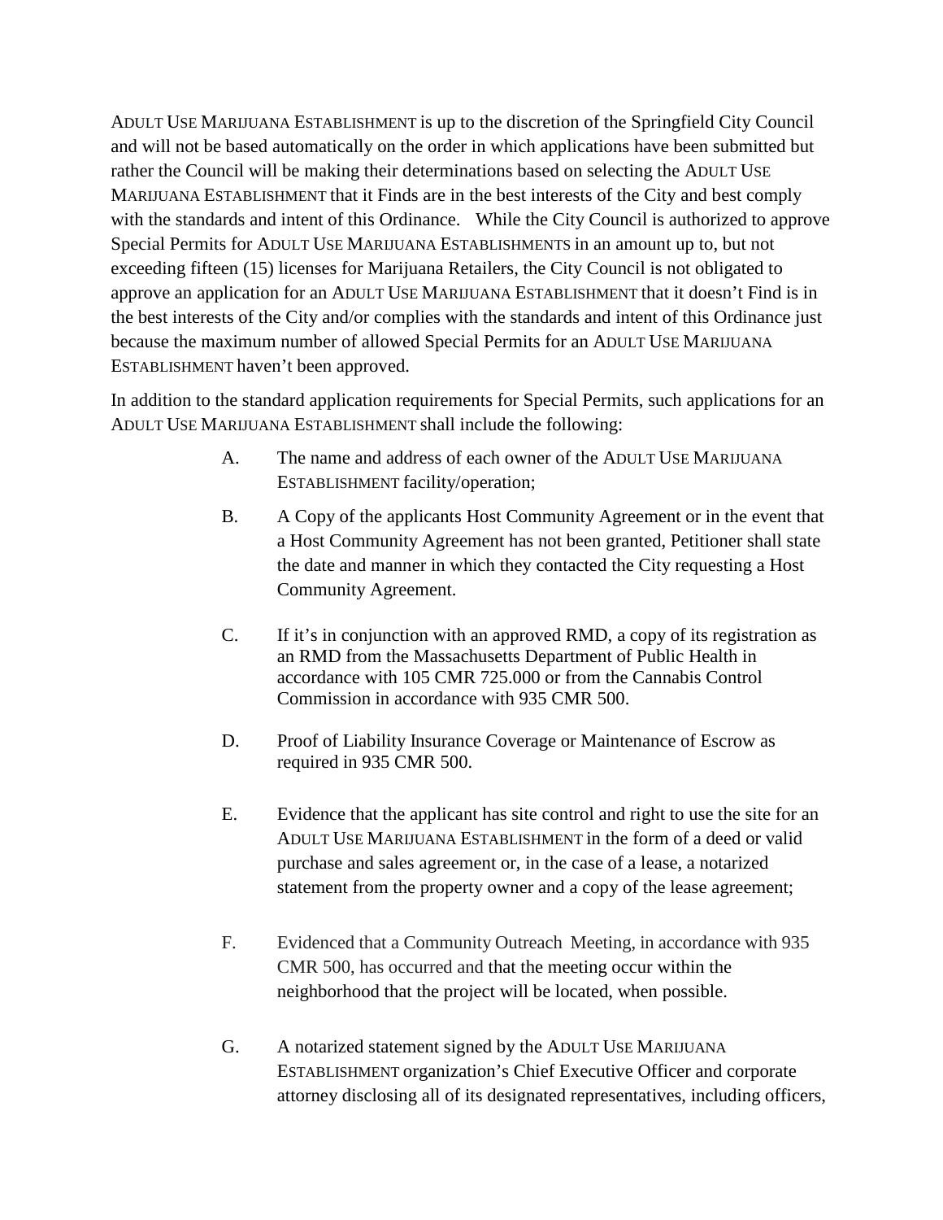ADULT USE MARIJUANA ESTABLISHMENT is up to the discretion of the Springfield City Council and will not be based automatically on the order in which applications have been submitted but rather the Council will be making their determinations based on selecting the ADULT USE MARIJUANA ESTABLISHMENT that it Finds are in the best interests of the City and best comply with the standards and intent of this Ordinance. While the City Council is authorized to approve Special Permits for ADULT USE MARIJUANA ESTABLISHMENTS in an amount up to, but not exceeding fifteen (15) licenses for Marijuana Retailers, the City Council is not obligated to approve an application for an ADULT USE MARIJUANA ESTABLISHMENT that it doesn't Find is in the best interests of the City and/or complies with the standards and intent of this Ordinance just because the maximum number of allowed Special Permits for an ADULT USE MARIJUANA ESTABLISHMENT haven't been approved.

In addition to the standard application requirements for Special Permits, such applications for an ADULT USE MARIJUANA ESTABLISHMENT shall include the following:

A. The name and address of each owner of the ADULT USE MARIJUANA ESTABLISHMENT facility/operation;

B. A Copy of the applicants Host Community Agreement or in the event that a Host Community Agreement has not been granted, Petitioner shall state the date and manner in which they contacted the City requesting a Host Community Agreement.

C. If it's in conjunction with an approved RMD, a copy of its registration as an RMD from the Massachusetts Department of Public Health in accordance with 105 CMR 725.000 or from the Cannabis Control Commission in accordance with 935 CMR 500.

D. Proof of Liability Insurance Coverage or Maintenance of Escrow as required in 935 CMR 500.

E. Evidence that the applicant has site control and right to use the site for an ADULT USE MARIJUANA ESTABLISHMENT in the form of a deed or valid purchase and sales agreement or, in the case of a lease, a notarized statement from the property owner and a copy of the lease agreement;

F. Evidenced that a Community Outreach Meeting, in accordance with 935 CMR 500, has occurred and that the meeting occur within the neighborhood that the project will be located, when possible.

G. A notarized statement signed by the ADULT USE MARIJUANA ESTABLISHMENT organization's Chief Executive Officer and corporate attorney disclosing all of its designated representatives, including officers,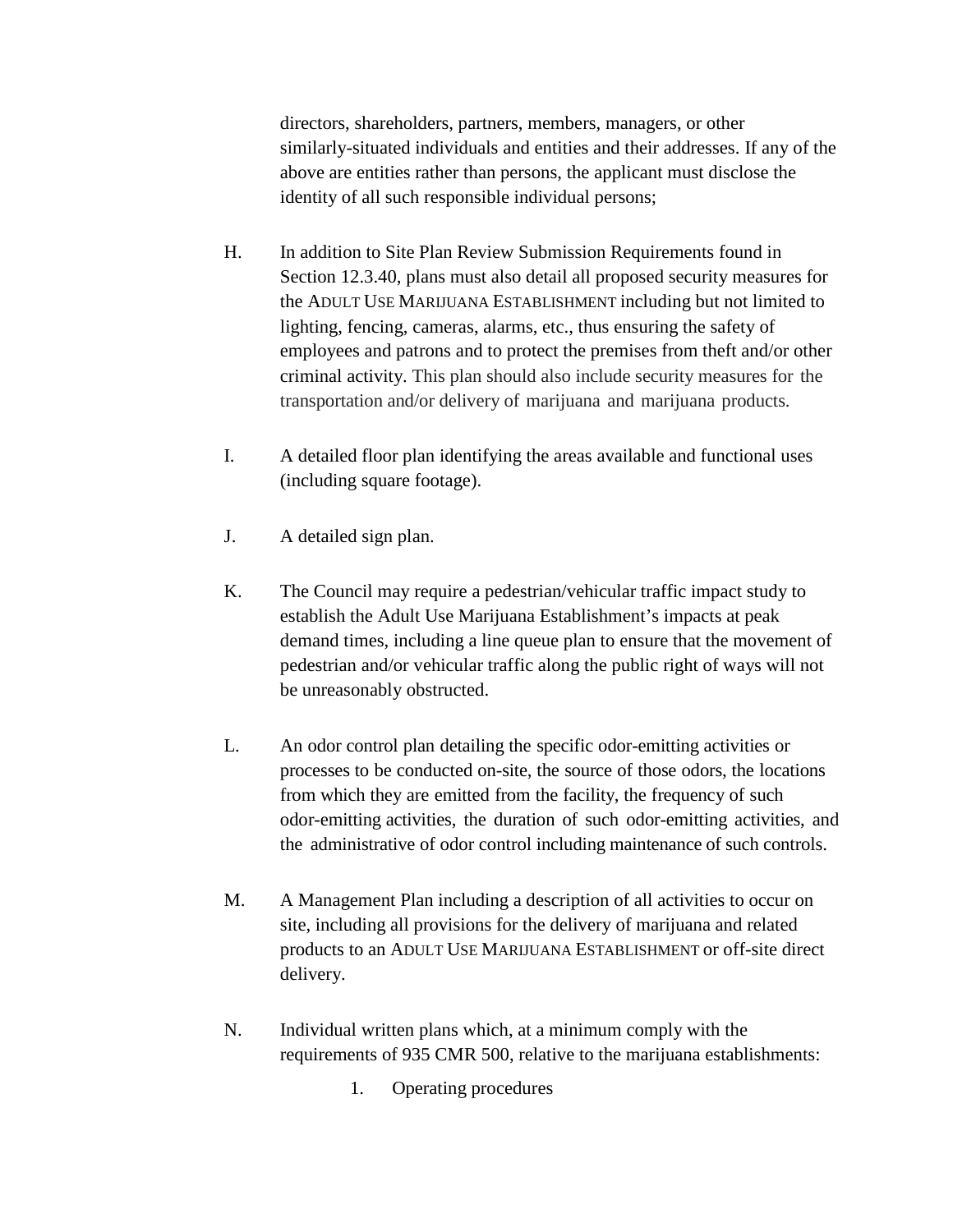directors, shareholders, partners, members, managers, or other similarly-situated individuals and entities and their addresses. If any of the above are entities rather than persons, the applicant must disclose the identity of all such responsible individual persons;

H. In addition to Site Plan Review Submission Requirements found in Section 12.3.40, plans must also detail all proposed security measures for the ADULT USE MARIJUANA ESTABLISHMENT including but not limited to lighting, fencing, cameras, alarms, etc., thus ensuring the safety of employees and patrons and to protect the premises from theft and/or other criminal activity. This plan should also include security measures for the transportation and/or delivery of marijuana and marijuana products.

I. A detailed floor plan identifying the areas available and functional uses (including square footage).

J. A detailed sign plan.

K. The Council may require a pedestrian/vehicular traffic impact study to establish the Adult Use Marijuana Establishment's impacts at peak demand times, including a line queue plan to ensure that the movement of pedestrian and/or vehicular traffic along the public right of ways will not be unreasonably obstructed.

L. An odor control plan detailing the specific odor-emitting activities or processes to be conducted on-site, the source of those odors, the locations from which they are emitted from the facility, the frequency of such odor-emitting activities, the duration of such odor-emitting activities, and the administrative of odor control including maintenance of such controls.

M. A Management Plan including a description of all activities to occur on site, including all provisions for the delivery of marijuana and related products to an ADULT USE MARIJUANA ESTABLISHMENT or off-site direct delivery.

N. Individual written plans which, at a minimum comply with the requirements of 935 CMR 500, relative to the marijuana establishments:

   1. Operating procedures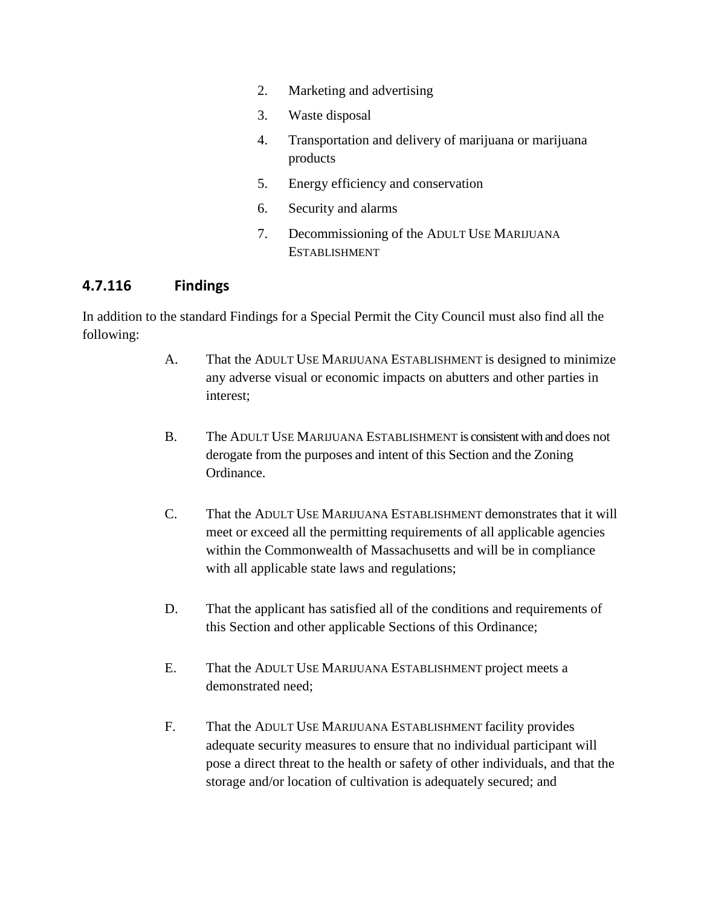2. Marketing and advertising
3. Waste disposal
4. Transportation and delivery of marijuana or marijuana products
5. Energy efficiency and conservation
6. Security and alarms
7. Decommissioning of the ADULT USE MARIJUANA ESTABLISHMENT

## 4.7.116 Findings

In addition to the standard Findings for a Special Permit the City Council must also find all the following:

A. That the ADULT USE MARIJUANA ESTABLISHMENT is designed to minimize any adverse visual or economic impacts on abutters and other parties in interest;

B. The ADULT USE MARIJUANA ESTABLISHMENT is consistent with and does not derogate from the purposes and intent of this Section and the Zoning Ordinance.

C. That the ADULT USE MARIJUANA ESTABLISHMENT demonstrates that it will meet or exceed all the permitting requirements of all applicable agencies within the Commonwealth of Massachusetts and will be in compliance with all applicable state laws and regulations;

D. That the applicant has satisfied all of the conditions and requirements of this Section and other applicable Sections of this Ordinance;

E. That the ADULT USE MARIJUANA ESTABLISHMENT project meets a demonstrated need;

F. That the ADULT USE MARIJUANA ESTABLISHMENT facility provides adequate security measures to ensure that no individual participant will pose a direct threat to the health or safety of other individuals, and that the storage and/or location of cultivation is adequately secured; and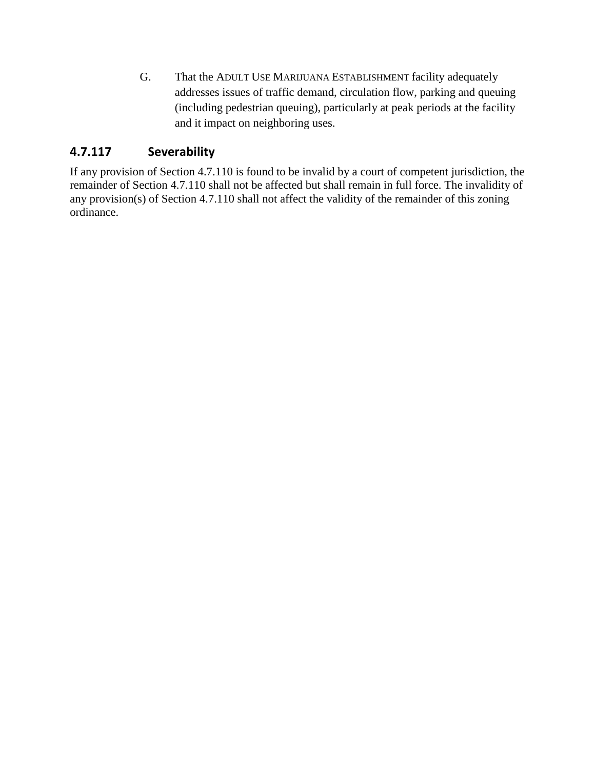G. That the ADULT USE MARIJUANA ESTABLISHMENT facility adequately addresses issues of traffic demand, circulation flow, parking and queuing (including pedestrian queuing), particularly at peak periods at the facility and it impact on neighboring uses.

### 4.7.117 Severability

If any provision of Section 4.7.110 is found to be invalid by a court of competent jurisdiction, the remainder of Section 4.7.110 shall not be affected but shall remain in full force. The invalidity of any provision(s) of Section 4.7.110 shall not affect the validity of the remainder of this zoning ordinance.